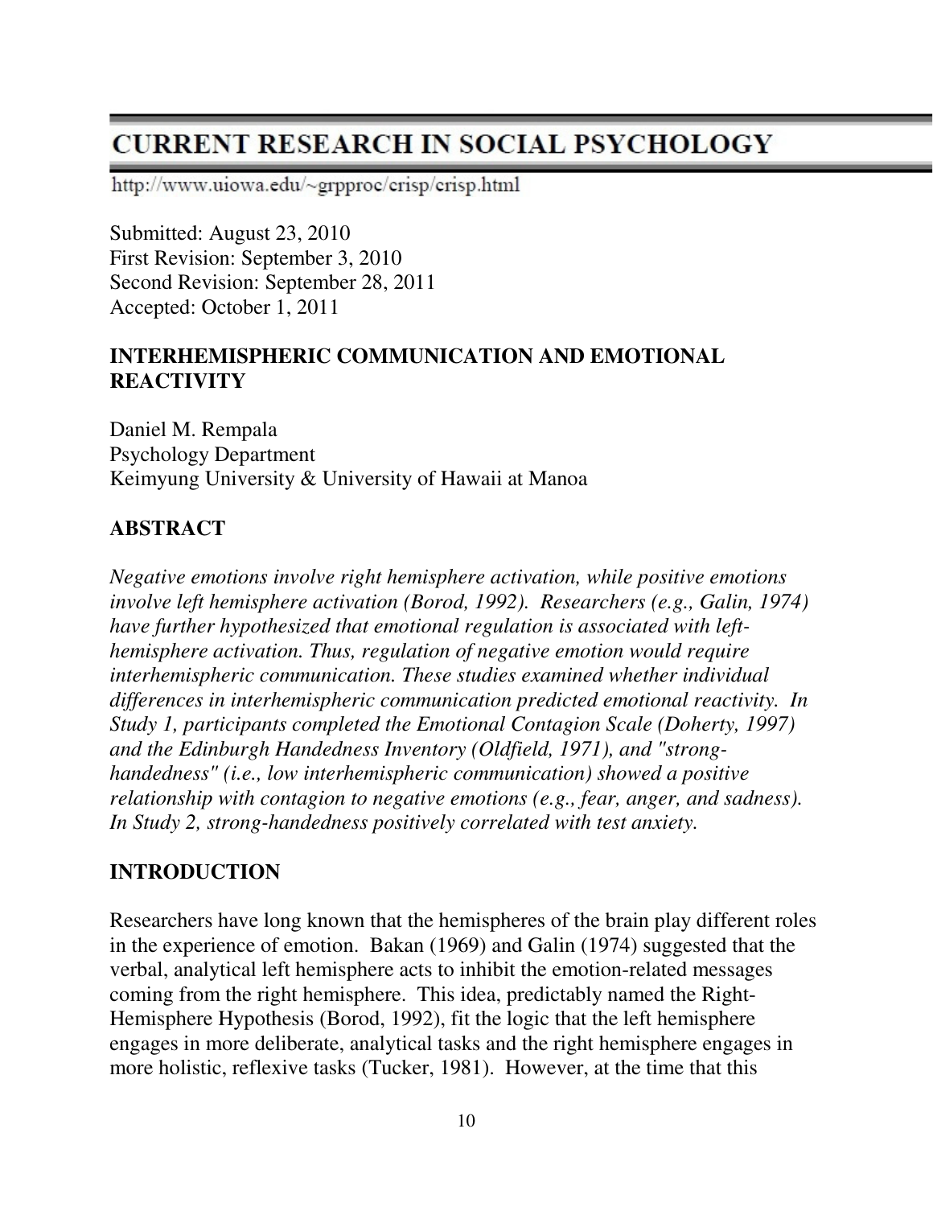# CURRENT RESEARCH IN SOCIAL PSYCHOLOGY

http://www.uiowa.edu/~grpproc/crisp/crisp.html

Submitted: August 23, 2010
First Revision: September 3, 2010
Second Revision: September 28, 2011
Accepted: October 1, 2011

## INTERHEMISPHERIC COMMUNICATION AND EMOTIONAL REACTIVITY

Daniel M. Rempala
Psychology Department
Keimyung University & University of Hawaii at Manoa

## ABSTRACT

*Negative emotions involve right hemisphere activation, while positive emotions involve left hemisphere activation (Borod, 1992). Researchers (e.g., Galin, 1974) have further hypothesized that emotional regulation is associated with left-hemisphere activation. Thus, regulation of negative emotion would require interhemispheric communication. These studies examined whether individual differences in interhemispheric communication predicted emotional reactivity. In Study 1, participants completed the Emotional Contagion Scale (Doherty, 1997) and the Edinburgh Handedness Inventory (Oldfield, 1971), and "strong-handedness" (i.e., low interhemispheric communication) showed a positive relationship with contagion to negative emotions (e.g., fear, anger, and sadness). In Study 2, strong-handedness positively correlated with test anxiety.*

## INTRODUCTION

Researchers have long known that the hemispheres of the brain play different roles in the experience of emotion. Bakan (1969) and Galin (1974) suggested that the verbal, analytical left hemisphere acts to inhibit the emotion-related messages coming from the right hemisphere. This idea, predictably named the Right-Hemisphere Hypothesis (Borod, 1992), fit the logic that the left hemisphere engages in more deliberate, analytical tasks and the right hemisphere engages in more holistic, reflexive tasks (Tucker, 1981). However, at the time that this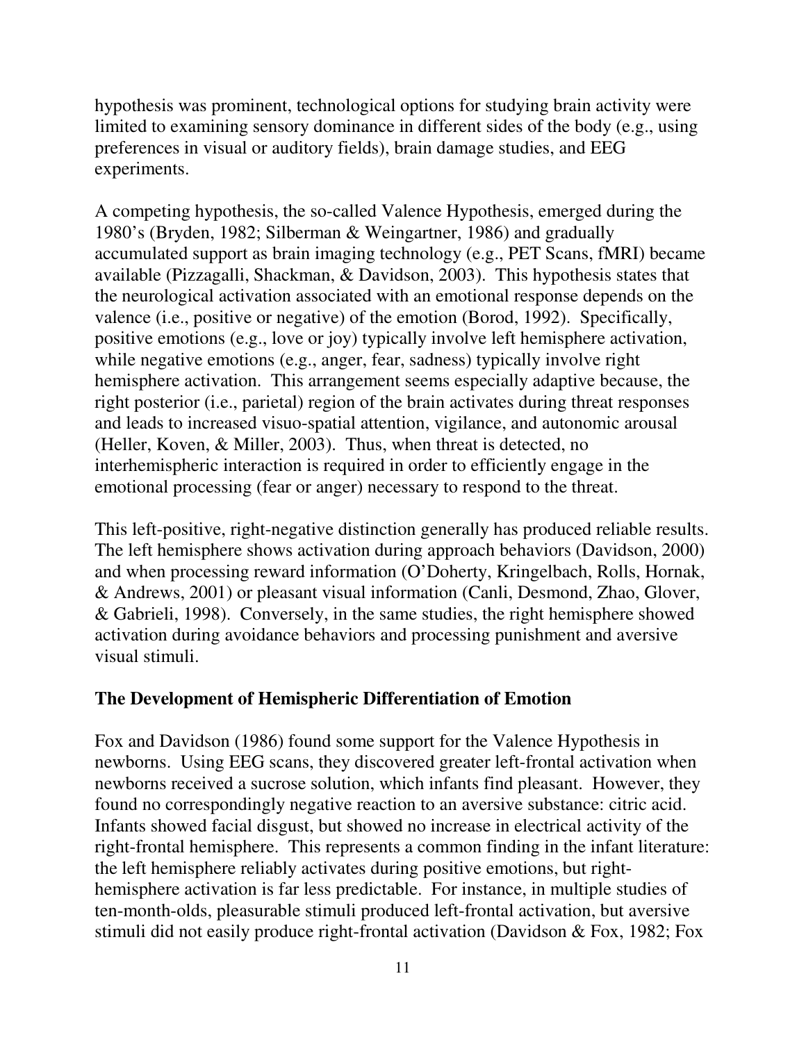hypothesis was prominent, technological options for studying brain activity were limited to examining sensory dominance in different sides of the body (e.g., using preferences in visual or auditory fields), brain damage studies, and EEG experiments.

A competing hypothesis, the so-called Valence Hypothesis, emerged during the 1980's (Bryden, 1982; Silberman & Weingartner, 1986) and gradually accumulated support as brain imaging technology (e.g., PET Scans, fMRI) became available (Pizzagalli, Shackman, & Davidson, 2003). This hypothesis states that the neurological activation associated with an emotional response depends on the valence (i.e., positive or negative) of the emotion (Borod, 1992). Specifically, positive emotions (e.g., love or joy) typically involve left hemisphere activation, while negative emotions (e.g., anger, fear, sadness) typically involve right hemisphere activation. This arrangement seems especially adaptive because, the right posterior (i.e., parietal) region of the brain activates during threat responses and leads to increased visuo-spatial attention, vigilance, and autonomic arousal (Heller, Koven, & Miller, 2003). Thus, when threat is detected, no interhemispheric interaction is required in order to efficiently engage in the emotional processing (fear or anger) necessary to respond to the threat.

This left-positive, right-negative distinction generally has produced reliable results. The left hemisphere shows activation during approach behaviors (Davidson, 2000) and when processing reward information (O'Doherty, Kringelbach, Rolls, Hornak, & Andrews, 2001) or pleasant visual information (Canli, Desmond, Zhao, Glover, & Gabrieli, 1998). Conversely, in the same studies, the right hemisphere showed activation during avoidance behaviors and processing punishment and aversive visual stimuli.

## The Development of Hemispheric Differentiation of Emotion

Fox and Davidson (1986) found some support for the Valence Hypothesis in newborns. Using EEG scans, they discovered greater left-frontal activation when newborns received a sucrose solution, which infants find pleasant. However, they found no correspondingly negative reaction to an aversive substance: citric acid. Infants showed facial disgust, but showed no increase in electrical activity of the right-frontal hemisphere. This represents a common finding in the infant literature: the left hemisphere reliably activates during positive emotions, but right-hemisphere activation is far less predictable. For instance, in multiple studies of ten-month-olds, pleasurable stimuli produced left-frontal activation, but aversive stimuli did not easily produce right-frontal activation (Davidson & Fox, 1982; Fox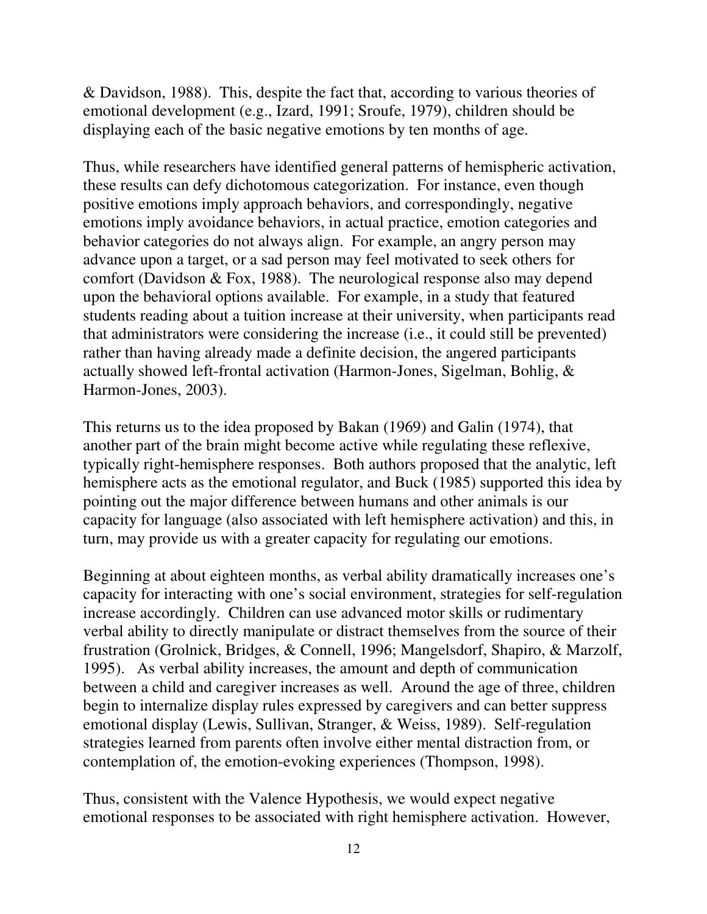& Davidson, 1988). This, despite the fact that, according to various theories of emotional development (e.g., Izard, 1991; Sroufe, 1979), children should be displaying each of the basic negative emotions by ten months of age.

Thus, while researchers have identified general patterns of hemispheric activation, these results can defy dichotomous categorization. For instance, even though positive emotions imply approach behaviors, and correspondingly, negative emotions imply avoidance behaviors, in actual practice, emotion categories and behavior categories do not always align. For example, an angry person may advance upon a target, or a sad person may feel motivated to seek others for comfort (Davidson & Fox, 1988). The neurological response also may depend upon the behavioral options available. For example, in a study that featured students reading about a tuition increase at their university, when participants read that administrators were considering the increase (i.e., it could still be prevented) rather than having already made a definite decision, the angered participants actually showed left-frontal activation (Harmon-Jones, Sigelman, Bohlig, & Harmon-Jones, 2003).

This returns us to the idea proposed by Bakan (1969) and Galin (1974), that another part of the brain might become active while regulating these reflexive, typically right-hemisphere responses. Both authors proposed that the analytic, left hemisphere acts as the emotional regulator, and Buck (1985) supported this idea by pointing out the major difference between humans and other animals is our capacity for language (also associated with left hemisphere activation) and this, in turn, may provide us with a greater capacity for regulating our emotions.

Beginning at about eighteen months, as verbal ability dramatically increases one's capacity for interacting with one's social environment, strategies for self-regulation increase accordingly. Children can use advanced motor skills or rudimentary verbal ability to directly manipulate or distract themselves from the source of their frustration (Grolnick, Bridges, & Connell, 1996; Mangelsdorf, Shapiro, & Marzolf, 1995). As verbal ability increases, the amount and depth of communication between a child and caregiver increases as well. Around the age of three, children begin to internalize display rules expressed by caregivers and can better suppress emotional display (Lewis, Sullivan, Stranger, & Weiss, 1989). Self-regulation strategies learned from parents often involve either mental distraction from, or contemplation of, the emotion-evoking experiences (Thompson, 1998).

Thus, consistent with the Valence Hypothesis, we would expect negative emotional responses to be associated with right hemisphere activation. However,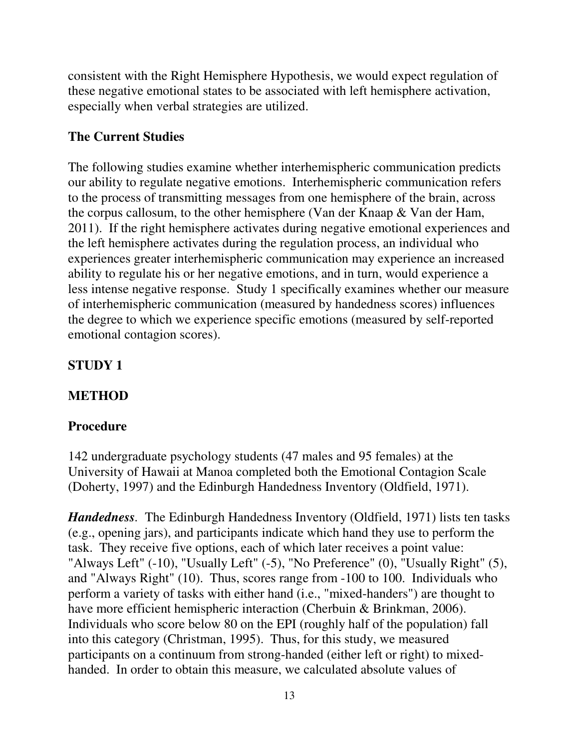consistent with the Right Hemisphere Hypothesis, we would expect regulation of these negative emotional states to be associated with left hemisphere activation, especially when verbal strategies are utilized.

## The Current Studies

The following studies examine whether interhemispheric communication predicts our ability to regulate negative emotions. Interhemispheric communication refers to the process of transmitting messages from one hemisphere of the brain, across the corpus callosum, to the other hemisphere (Van der Knaap & Van der Ham, 2011). If the right hemisphere activates during negative emotional experiences and the left hemisphere activates during the regulation process, an individual who experiences greater interhemispheric communication may experience an increased ability to regulate his or her negative emotions, and in turn, would experience a less intense negative response. Study 1 specifically examines whether our measure of interhemispheric communication (measured by handedness scores) influences the degree to which we experience specific emotions (measured by self-reported emotional contagion scores).

## STUDY 1

## METHOD

### Procedure

142 undergraduate psychology students (47 males and 95 females) at the University of Hawaii at Manoa completed both the Emotional Contagion Scale (Doherty, 1997) and the Edinburgh Handedness Inventory (Oldfield, 1971).

***Handedness***. The Edinburgh Handedness Inventory (Oldfield, 1971) lists ten tasks (e.g., opening jars), and participants indicate which hand they use to perform the task. They receive five options, each of which later receives a point value: "Always Left" (-10), "Usually Left" (-5), "No Preference" (0), "Usually Right" (5), and "Always Right" (10). Thus, scores range from -100 to 100. Individuals who perform a variety of tasks with either hand (i.e., "mixed-handers") are thought to have more efficient hemispheric interaction (Cherbuin & Brinkman, 2006). Individuals who score below 80 on the EPI (roughly half of the population) fall into this category (Christman, 1995). Thus, for this study, we measured participants on a continuum from strong-handed (either left or right) to mixed-handed. In order to obtain this measure, we calculated absolute values of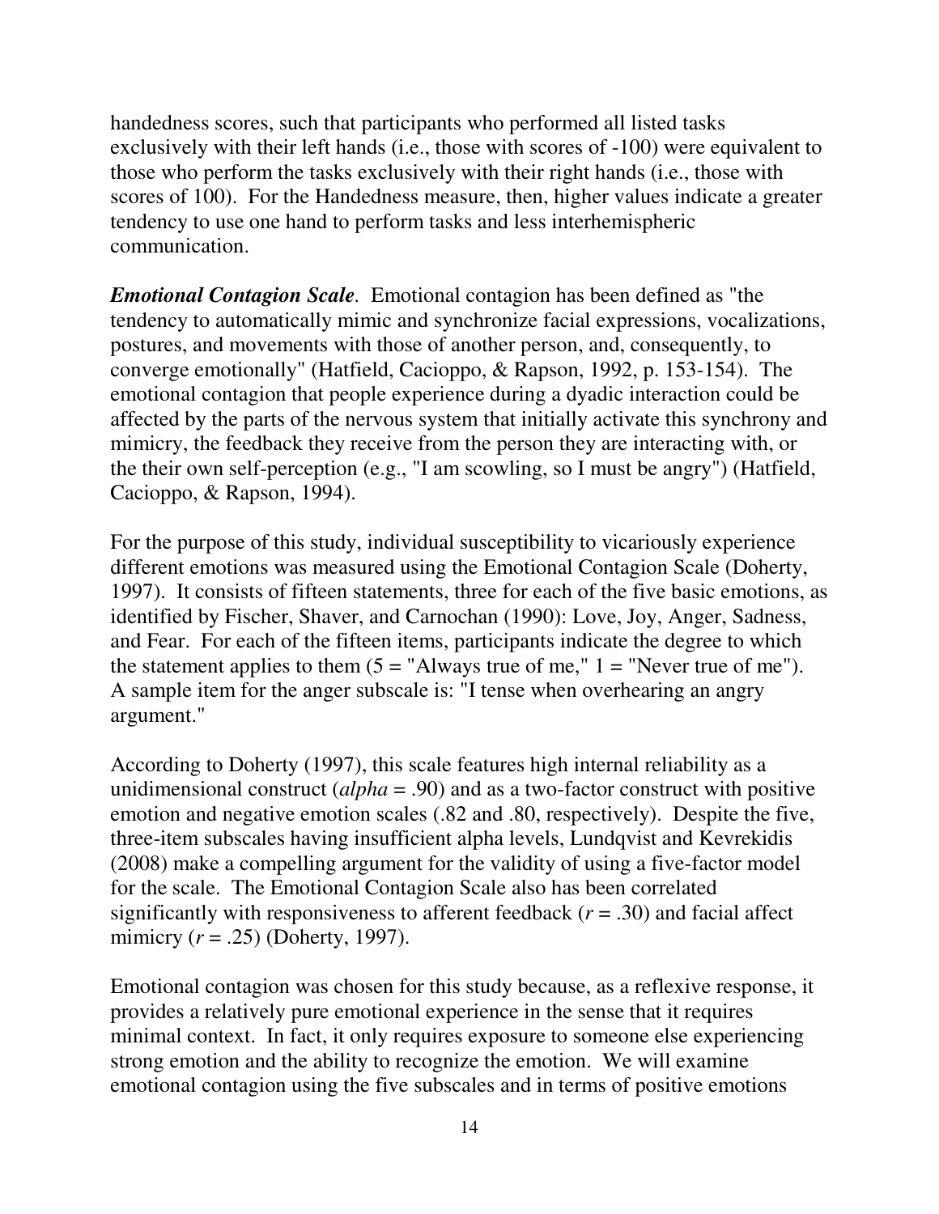handedness scores, such that participants who performed all listed tasks exclusively with their left hands (i.e., those with scores of -100) were equivalent to those who perform the tasks exclusively with their right hands (i.e., those with scores of 100). For the Handedness measure, then, higher values indicate a greater tendency to use one hand to perform tasks and less interhemispheric communication.

***Emotional Contagion Scale***. Emotional contagion has been defined as "the tendency to automatically mimic and synchronize facial expressions, vocalizations, postures, and movements with those of another person, and, consequently, to converge emotionally" (Hatfield, Cacioppo, & Rapson, 1992, p. 153-154). The emotional contagion that people experience during a dyadic interaction could be affected by the parts of the nervous system that initially activate this synchrony and mimicry, the feedback they receive from the person they are interacting with, or the their own self-perception (e.g., "I am scowling, so I must be angry") (Hatfield, Cacioppo, & Rapson, 1994).

For the purpose of this study, individual susceptibility to vicariously experience different emotions was measured using the Emotional Contagion Scale (Doherty, 1997). It consists of fifteen statements, three for each of the five basic emotions, as identified by Fischer, Shaver, and Carnochan (1990): Love, Joy, Anger, Sadness, and Fear. For each of the fifteen items, participants indicate the degree to which the statement applies to them (5 = "Always true of me," 1 = "Never true of me"). A sample item for the anger subscale is: "I tense when overhearing an angry argument."

According to Doherty (1997), this scale features high internal reliability as a unidimensional construct (*alpha* = .90) and as a two-factor construct with positive emotion and negative emotion scales (.82 and .80, respectively). Despite the five, three-item subscales having insufficient alpha levels, Lundqvist and Kevrekidis (2008) make a compelling argument for the validity of using a five-factor model for the scale. The Emotional Contagion Scale also has been correlated significantly with responsiveness to afferent feedback ($r = .30$) and facial affect mimicry ($r = .25$) (Doherty, 1997).

Emotional contagion was chosen for this study because, as a reflexive response, it provides a relatively pure emotional experience in the sense that it requires minimal context. In fact, it only requires exposure to someone else experiencing strong emotion and the ability to recognize the emotion. We will examine emotional contagion using the five subscales and in terms of positive emotions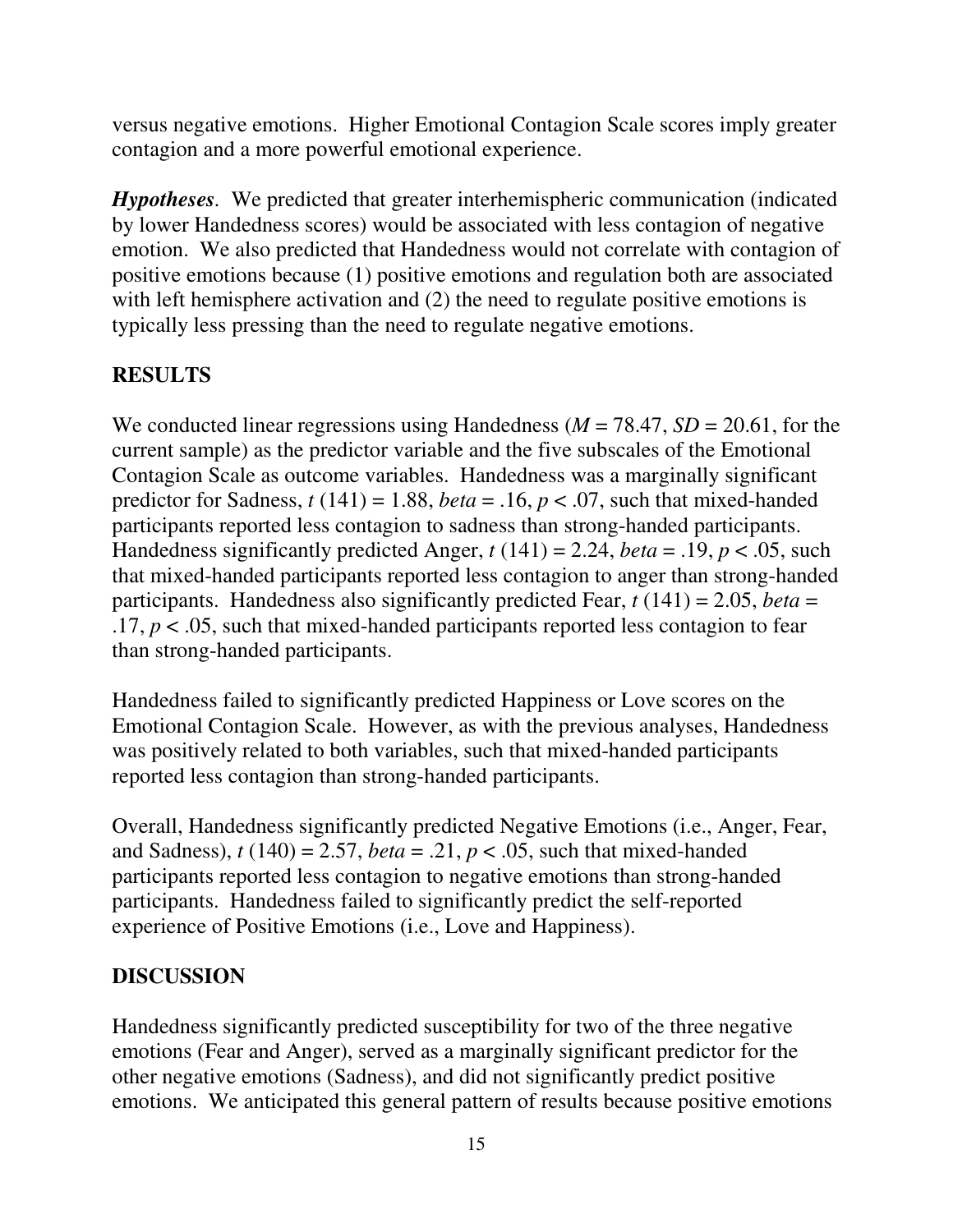versus negative emotions. Higher Emotional Contagion Scale scores imply greater contagion and a more powerful emotional experience.

***Hypotheses***. We predicted that greater interhemispheric communication (indicated by lower Handedness scores) would be associated with less contagion of negative emotion. We also predicted that Handedness would not correlate with contagion of positive emotions because (1) positive emotions and regulation both are associated with left hemisphere activation and (2) the need to regulate positive emotions is typically less pressing than the need to regulate negative emotions.

## RESULTS

We conducted linear regressions using Handedness ($M = 78.47$, $SD = 20.61$, for the current sample) as the predictor variable and the five subscales of the Emotional Contagion Scale as outcome variables. Handedness was a marginally significant predictor for Sadness, $t\ (141) = 1.88$, *beta* = .16, $p < .07$, such that mixed-handed participants reported less contagion to sadness than strong-handed participants. Handedness significantly predicted Anger, $t\ (141) = 2.24$, *beta* = .19, $p < .05$, such that mixed-handed participants reported less contagion to anger than strong-handed participants. Handedness also significantly predicted Fear, $t\ (141) = 2.05$, *beta* = .17, $p < .05$, such that mixed-handed participants reported less contagion to fear than strong-handed participants.

Handedness failed to significantly predicted Happiness or Love scores on the Emotional Contagion Scale. However, as with the previous analyses, Handedness was positively related to both variables, such that mixed-handed participants reported less contagion than strong-handed participants.

Overall, Handedness significantly predicted Negative Emotions (i.e., Anger, Fear, and Sadness), $t\ (140) = 2.57$, *beta* = .21, $p < .05$, such that mixed-handed participants reported less contagion to negative emotions than strong-handed participants. Handedness failed to significantly predict the self-reported experience of Positive Emotions (i.e., Love and Happiness).

## DISCUSSION

Handedness significantly predicted susceptibility for two of the three negative emotions (Fear and Anger), served as a marginally significant predictor for the other negative emotions (Sadness), and did not significantly predict positive emotions. We anticipated this general pattern of results because positive emotions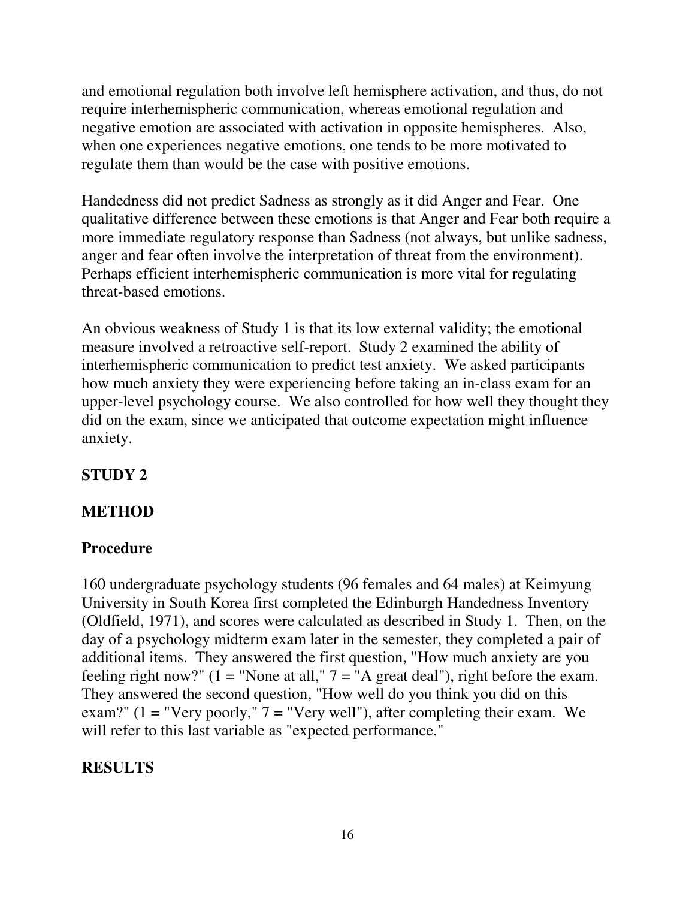and emotional regulation both involve left hemisphere activation, and thus, do not require interhemispheric communication, whereas emotional regulation and negative emotion are associated with activation in opposite hemispheres. Also, when one experiences negative emotions, one tends to be more motivated to regulate them than would be the case with positive emotions.

Handedness did not predict Sadness as strongly as it did Anger and Fear. One qualitative difference between these emotions is that Anger and Fear both require a more immediate regulatory response than Sadness (not always, but unlike sadness, anger and fear often involve the interpretation of threat from the environment). Perhaps efficient interhemispheric communication is more vital for regulating threat-based emotions.

An obvious weakness of Study 1 is that its low external validity; the emotional measure involved a retroactive self-report. Study 2 examined the ability of interhemispheric communication to predict test anxiety. We asked participants how much anxiety they were experiencing before taking an in-class exam for an upper-level psychology course. We also controlled for how well they thought they did on the exam, since we anticipated that outcome expectation might influence anxiety.

## STUDY 2

## METHOD

### Procedure

160 undergraduate psychology students (96 females and 64 males) at Keimyung University in South Korea first completed the Edinburgh Handedness Inventory (Oldfield, 1971), and scores were calculated as described in Study 1. Then, on the day of a psychology midterm exam later in the semester, they completed a pair of additional items. They answered the first question, "How much anxiety are you feeling right now?" (1 = "None at all," 7 = "A great deal"), right before the exam. They answered the second question, "How well do you think you did on this exam?" (1 = "Very poorly," 7 = "Very well"), after completing their exam. We will refer to this last variable as "expected performance."

## RESULTS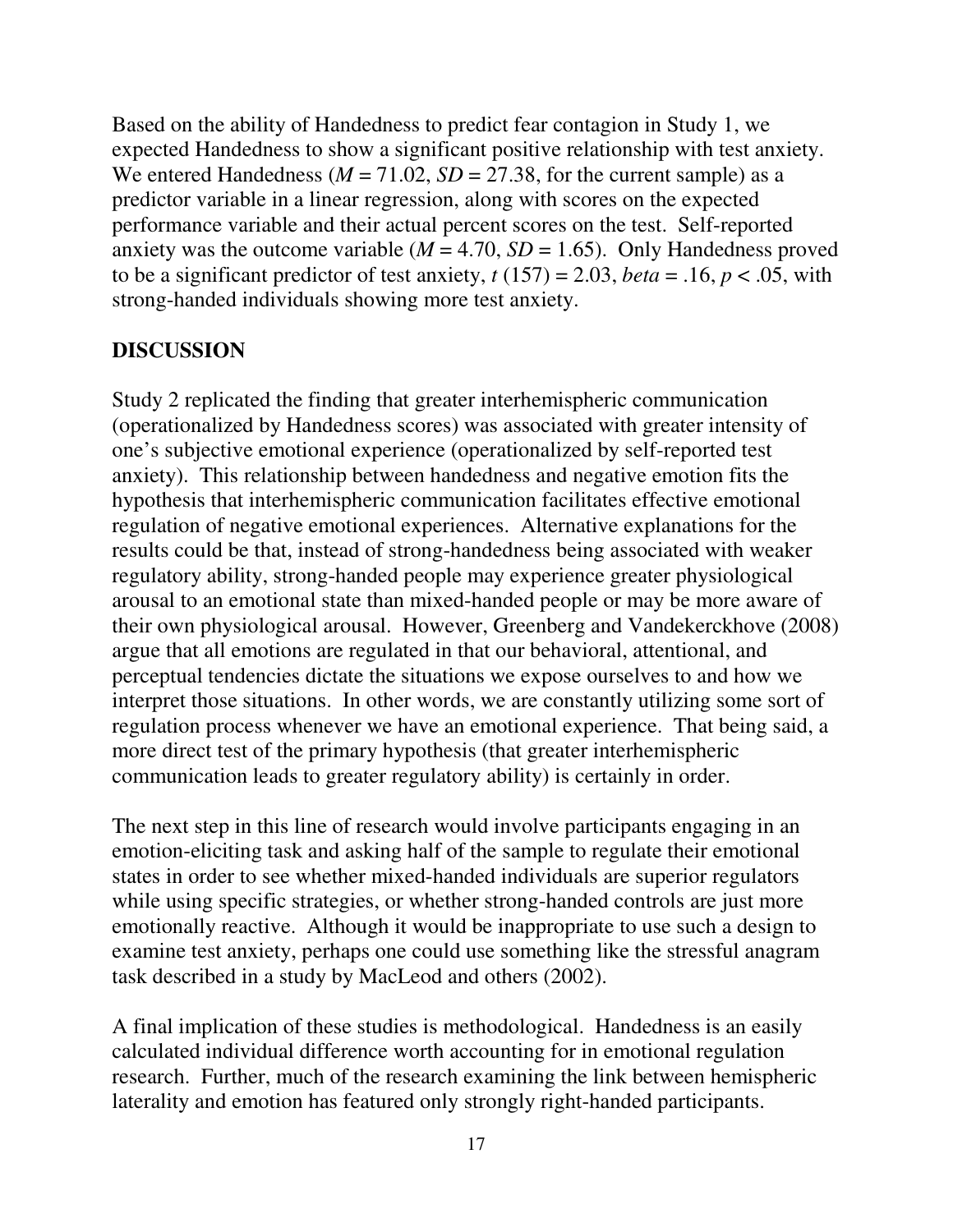Based on the ability of Handedness to predict fear contagion in Study 1, we expected Handedness to show a significant positive relationship with test anxiety. We entered Handedness ($M = 71.02$, $SD = 27.38$, for the current sample) as a predictor variable in a linear regression, along with scores on the expected performance variable and their actual percent scores on the test. Self-reported anxiety was the outcome variable ($M = 4.70$, $SD = 1.65$). Only Handedness proved to be a significant predictor of test anxiety, $t\ (157) = 2.03$, $beta = .16$, $p < .05$, with strong-handed individuals showing more test anxiety.

## DISCUSSION

Study 2 replicated the finding that greater interhemispheric communication (operationalized by Handedness scores) was associated with greater intensity of one's subjective emotional experience (operationalized by self-reported test anxiety). This relationship between handedness and negative emotion fits the hypothesis that interhemispheric communication facilitates effective emotional regulation of negative emotional experiences. Alternative explanations for the results could be that, instead of strong-handedness being associated with weaker regulatory ability, strong-handed people may experience greater physiological arousal to an emotional state than mixed-handed people or may be more aware of their own physiological arousal. However, Greenberg and Vandekerckhove (2008) argue that all emotions are regulated in that our behavioral, attentional, and perceptual tendencies dictate the situations we expose ourselves to and how we interpret those situations. In other words, we are constantly utilizing some sort of regulation process whenever we have an emotional experience. That being said, a more direct test of the primary hypothesis (that greater interhemispheric communication leads to greater regulatory ability) is certainly in order.

The next step in this line of research would involve participants engaging in an emotion-eliciting task and asking half of the sample to regulate their emotional states in order to see whether mixed-handed individuals are superior regulators while using specific strategies, or whether strong-handed controls are just more emotionally reactive. Although it would be inappropriate to use such a design to examine test anxiety, perhaps one could use something like the stressful anagram task described in a study by MacLeod and others (2002).

A final implication of these studies is methodological. Handedness is an easily calculated individual difference worth accounting for in emotional regulation research. Further, much of the research examining the link between hemispheric laterality and emotion has featured only strongly right-handed participants.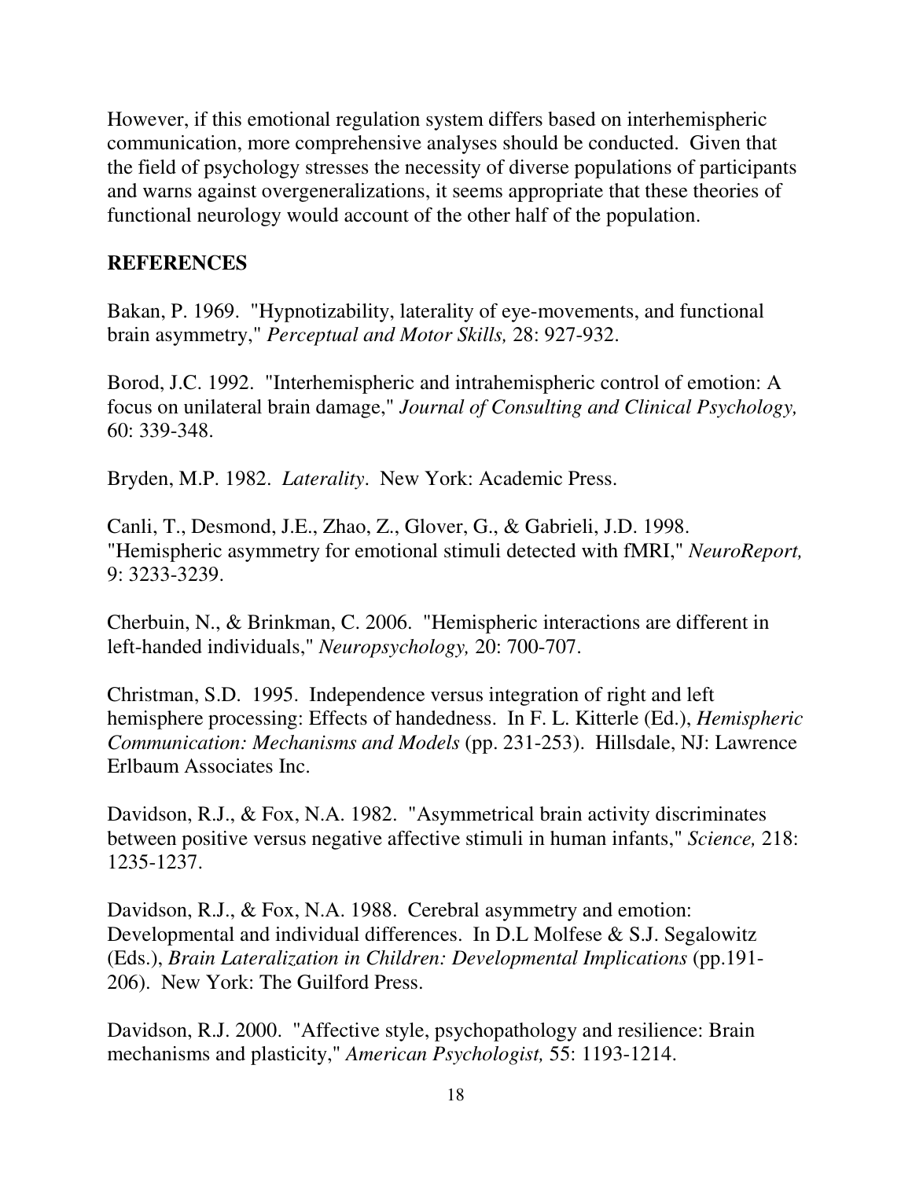However, if this emotional regulation system differs based on interhemispheric communication, more comprehensive analyses should be conducted. Given that the field of psychology stresses the necessity of diverse populations of participants and warns against overgeneralizations, it seems appropriate that these theories of functional neurology would account of the other half of the population.

## REFERENCES

Bakan, P. 1969. "Hypnotizability, laterality of eye-movements, and functional brain asymmetry," *Perceptual and Motor Skills,* 28: 927-932.

Borod, J.C. 1992. "Interhemispheric and intrahemispheric control of emotion: A focus on unilateral brain damage," *Journal of Consulting and Clinical Psychology,* 60: 339-348.

Bryden, M.P. 1982. *Laterality*. New York: Academic Press.

Canli, T., Desmond, J.E., Zhao, Z., Glover, G., & Gabrieli, J.D. 1998. "Hemispheric asymmetry for emotional stimuli detected with fMRI," *NeuroReport,* 9: 3233-3239.

Cherbuin, N., & Brinkman, C. 2006. "Hemispheric interactions are different in left-handed individuals," *Neuropsychology,* 20: 700-707.

Christman, S.D. 1995. Independence versus integration of right and left hemisphere processing: Effects of handedness. In F. L. Kitterle (Ed.), *Hemispheric Communication: Mechanisms and Models* (pp. 231-253). Hillsdale, NJ: Lawrence Erlbaum Associates Inc.

Davidson, R.J., & Fox, N.A. 1982. "Asymmetrical brain activity discriminates between positive versus negative affective stimuli in human infants," *Science,* 218: 1235-1237.

Davidson, R.J., & Fox, N.A. 1988. Cerebral asymmetry and emotion: Developmental and individual differences. In D.L Molfese & S.J. Segalowitz (Eds.), *Brain Lateralization in Children: Developmental Implications* (pp.191-206). New York: The Guilford Press.

Davidson, R.J. 2000. "Affective style, psychopathology and resilience: Brain mechanisms and plasticity," *American Psychologist,* 55: 1193-1214.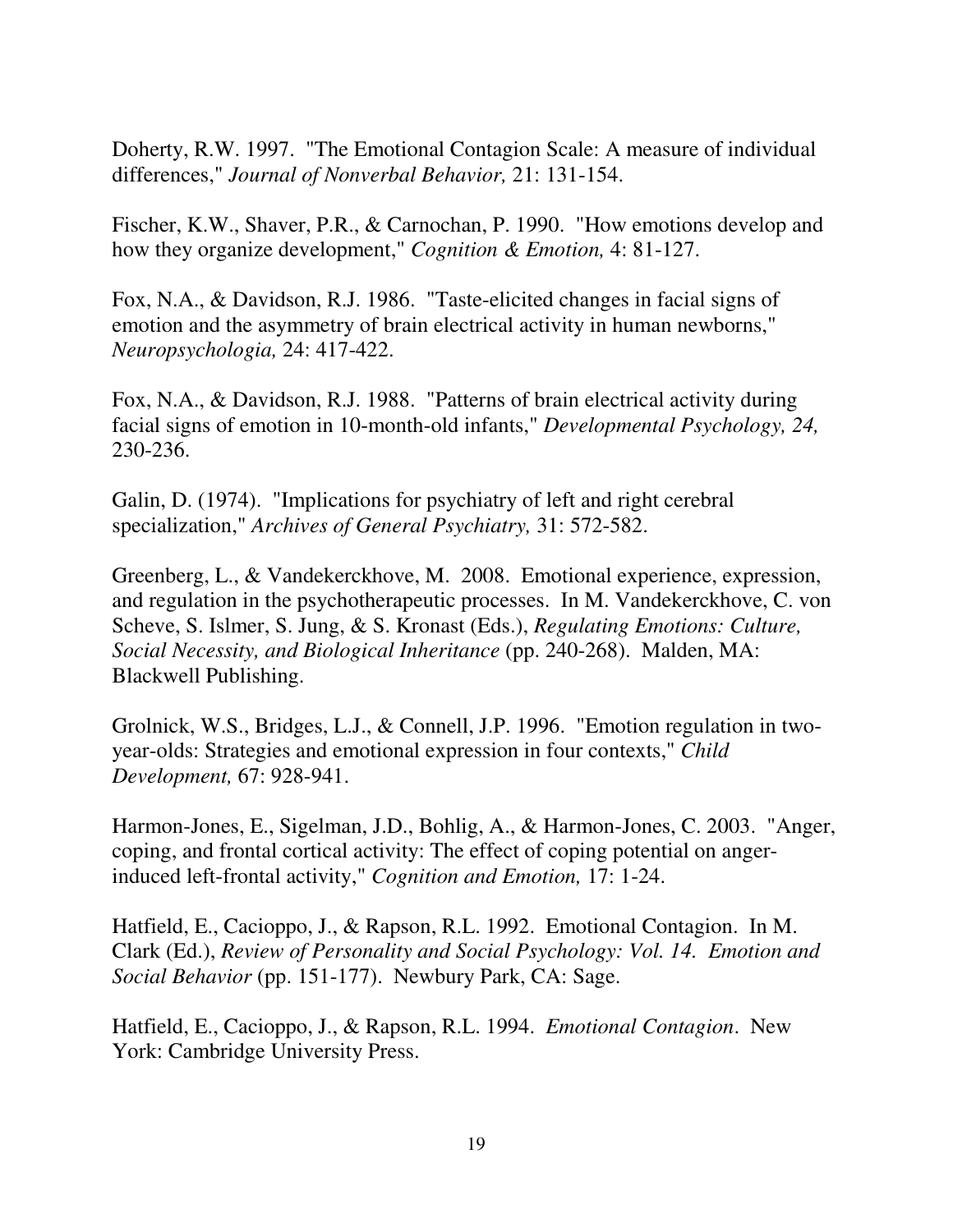Doherty, R.W. 1997. "The Emotional Contagion Scale: A measure of individual differences," *Journal of Nonverbal Behavior,* 21: 131-154.

Fischer, K.W., Shaver, P.R., & Carnochan, P. 1990. "How emotions develop and how they organize development," *Cognition & Emotion,* 4: 81-127.

Fox, N.A., & Davidson, R.J. 1986. "Taste-elicited changes in facial signs of emotion and the asymmetry of brain electrical activity in human newborns," *Neuropsychologia,* 24: 417-422.

Fox, N.A., & Davidson, R.J. 1988. "Patterns of brain electrical activity during facial signs of emotion in 10-month-old infants," *Developmental Psychology, 24,* 230-236.

Galin, D. (1974). "Implications for psychiatry of left and right cerebral specialization," *Archives of General Psychiatry,* 31: 572-582.

Greenberg, L., & Vandekerckhove, M. 2008. Emotional experience, expression, and regulation in the psychotherapeutic processes. In M. Vandekerckhove, C. von Scheve, S. Islmer, S. Jung, & S. Kronast (Eds.), *Regulating Emotions: Culture, Social Necessity, and Biological Inheritance* (pp. 240-268). Malden, MA: Blackwell Publishing.

Grolnick, W.S., Bridges, L.J., & Connell, J.P. 1996. "Emotion regulation in two-year-olds: Strategies and emotional expression in four contexts," *Child Development,* 67: 928-941.

Harmon-Jones, E., Sigelman, J.D., Bohlig, A., & Harmon-Jones, C. 2003. "Anger, coping, and frontal cortical activity: The effect of coping potential on anger-induced left-frontal activity," *Cognition and Emotion,* 17: 1-24.

Hatfield, E., Cacioppo, J., & Rapson, R.L. 1992. Emotional Contagion. In M. Clark (Ed.), *Review of Personality and Social Psychology: Vol. 14. Emotion and Social Behavior* (pp. 151-177). Newbury Park, CA: Sage.

Hatfield, E., Cacioppo, J., & Rapson, R.L. 1994. *Emotional Contagion*. New York: Cambridge University Press.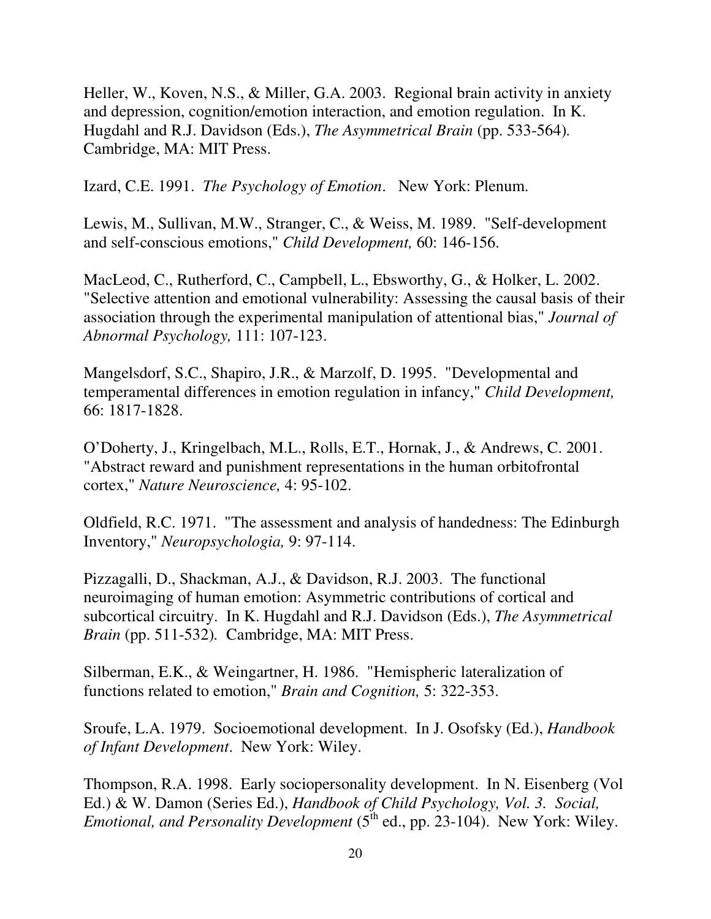Heller, W., Koven, N.S., & Miller, G.A. 2003. Regional brain activity in anxiety and depression, cognition/emotion interaction, and emotion regulation. In K. Hugdahl and R.J. Davidson (Eds.), *The Asymmetrical Brain* (pp. 533-564). Cambridge, MA: MIT Press.

Izard, C.E. 1991. *The Psychology of Emotion*. New York: Plenum.

Lewis, M., Sullivan, M.W., Stranger, C., & Weiss, M. 1989. "Self-development and self-conscious emotions," *Child Development,* 60: 146-156.

MacLeod, C., Rutherford, C., Campbell, L., Ebsworthy, G., & Holker, L. 2002. "Selective attention and emotional vulnerability: Assessing the causal basis of their association through the experimental manipulation of attentional bias," *Journal of Abnormal Psychology,* 111: 107-123.

Mangelsdorf, S.C., Shapiro, J.R., & Marzolf, D. 1995. "Developmental and temperamental differences in emotion regulation in infancy," *Child Development,* 66: 1817-1828.

O'Doherty, J., Kringelbach, M.L., Rolls, E.T., Hornak, J., & Andrews, C. 2001. "Abstract reward and punishment representations in the human orbitofrontal cortex," *Nature Neuroscience,* 4: 95-102.

Oldfield, R.C. 1971. "The assessment and analysis of handedness: The Edinburgh Inventory," *Neuropsychologia,* 9: 97-114.

Pizzagalli, D., Shackman, A.J., & Davidson, R.J. 2003. The functional neuroimaging of human emotion: Asymmetric contributions of cortical and subcortical circuitry. In K. Hugdahl and R.J. Davidson (Eds.), *The Asymmetrical Brain* (pp. 511-532). Cambridge, MA: MIT Press.

Silberman, E.K., & Weingartner, H. 1986. "Hemispheric lateralization of functions related to emotion," *Brain and Cognition,* 5: 322-353.

Sroufe, L.A. 1979. Socioemotional development. In J. Osofsky (Ed.), *Handbook of Infant Development*. New York: Wiley.

Thompson, R.A. 1998. Early sociopersonality development. In N. Eisenberg (Vol Ed.) & W. Damon (Series Ed.), *Handbook of Child Psychology, Vol. 3. Social, Emotional, and Personality Development* (5th ed., pp. 23-104). New York: Wiley.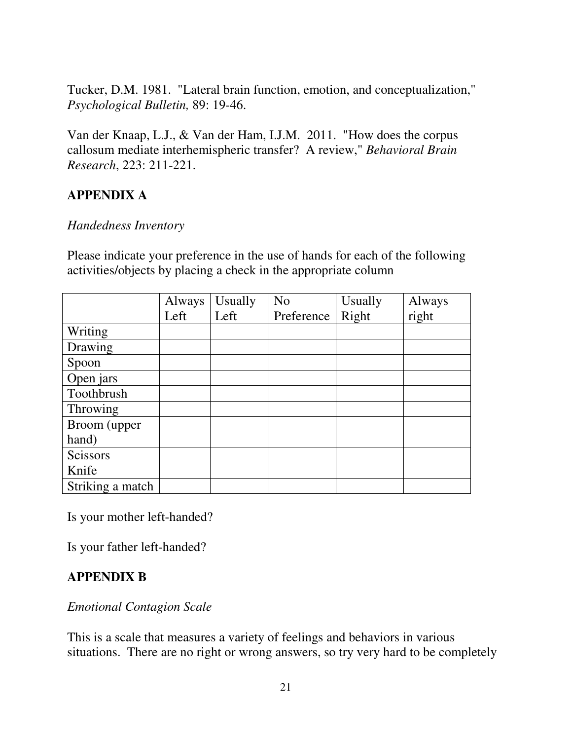Tucker, D.M. 1981. "Lateral brain function, emotion, and conceptualization," *Psychological Bulletin,* 89: 19-46.

Van der Knaap, L.J., & Van der Ham, I.J.M. 2011. "How does the corpus callosum mediate interhemispheric transfer? A review," *Behavioral Brain Research*, 223: 211-221.

## APPENDIX A

*Handedness Inventory*

Please indicate your preference in the use of hands for each of the following activities/objects by placing a check in the appropriate column

| | Always Left | Usually Left | No Preference | Usually Right | Always right |
|---|---|---|---|---|---|
| Writing | | | | | |
| Drawing | | | | | |
| Spoon | | | | | |
| Open jars | | | | | |
| Toothbrush | | | | | |
| Throwing | | | | | |
| Broom (upper hand) | | | | | |
| Scissors | | | | | |
| Knife | | | | | |
| Striking a match | | | | | |

Is your mother left-handed?

Is your father left-handed?

## APPENDIX B

*Emotional Contagion Scale*

This is a scale that measures a variety of feelings and behaviors in various situations. There are no right or wrong answers, so try very hard to be completely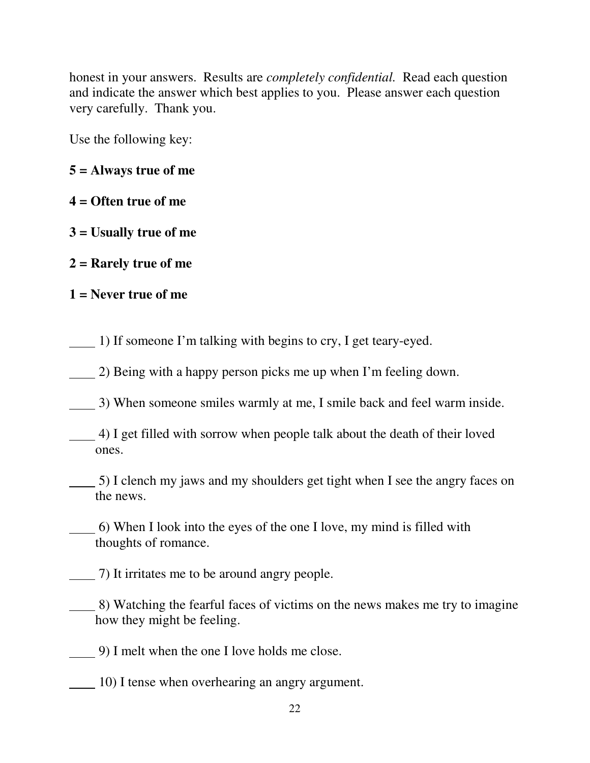honest in your answers. Results are *completely confidential.* Read each question and indicate the answer which best applies to you. Please answer each question very carefully. Thank you.

Use the following key:

**5 = Always true of me**

**4 = Often true of me**

**3 = Usually true of me**

**2 = Rarely true of me**

**1 = Never true of me**

____ 1) If someone I'm talking with begins to cry, I get teary-eyed.

____ 2) Being with a happy person picks me up when I'm feeling down.

____ 3) When someone smiles warmly at me, I smile back and feel warm inside.

____ 4) I get filled with sorrow when people talk about the death of their loved ones.

____ 5) I clench my jaws and my shoulders get tight when I see the angry faces on the news.

____ 6) When I look into the eyes of the one I love, my mind is filled with thoughts of romance.

____ 7) It irritates me to be around angry people.

____ 8) Watching the fearful faces of victims on the news makes me try to imagine how they might be feeling.

____ 9) I melt when the one I love holds me close.

____ 10) I tense when overhearing an angry argument.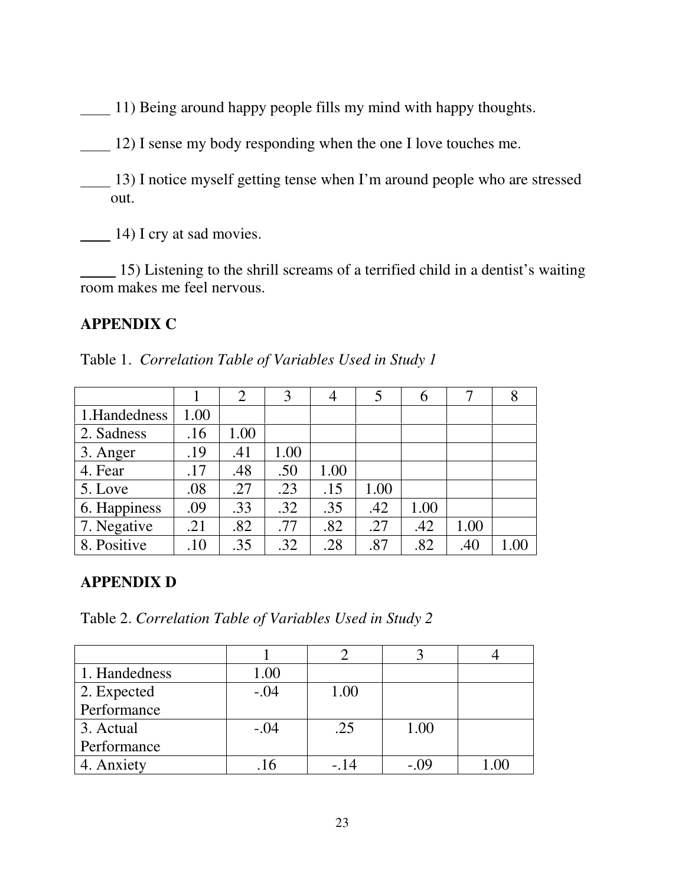____ 11) Being around happy people fills my mind with happy thoughts.

____ 12) I sense my body responding when the one I love touches me.

____ 13) I notice myself getting tense when I'm around people who are stressed out.

____ 14) I cry at sad movies.

_____ 15) Listening to the shrill screams of a terrified child in a dentist's waiting room makes me feel nervous.

## APPENDIX C

Table 1. *Correlation Table of Variables Used in Study 1*

| | 1 | 2 | 3 | 4 | 5 | 6 | 7 | 8 |
|---|---|---|---|---|---|---|---|---|
| 1.Handedness | 1.00 | | | | | | | |
| 2. Sadness | .16 | 1.00 | | | | | | |
| 3. Anger | .19 | .41 | 1.00 | | | | | |
| 4. Fear | .17 | .48 | .50 | 1.00 | | | | |
| 5. Love | .08 | .27 | .23 | .15 | 1.00 | | | |
| 6. Happiness | .09 | .33 | .32 | .35 | .42 | 1.00 | | |
| 7. Negative | .21 | .82 | .77 | .82 | .27 | .42 | 1.00 | |
| 8. Positive | .10 | .35 | .32 | .28 | .87 | .82 | .40 | 1.00 |

## APPENDIX D

Table 2. *Correlation Table of Variables Used in Study 2*

| | 1 | 2 | 3 | 4 |
|---|---|---|---|---|
| 1. Handedness | 1.00 | | | |
| 2. Expected Performance | -.04 | 1.00 | | |
| 3. Actual Performance | -.04 | .25 | 1.00 | |
| 4. Anxiety | .16 | -.14 | -.09 | 1.00 |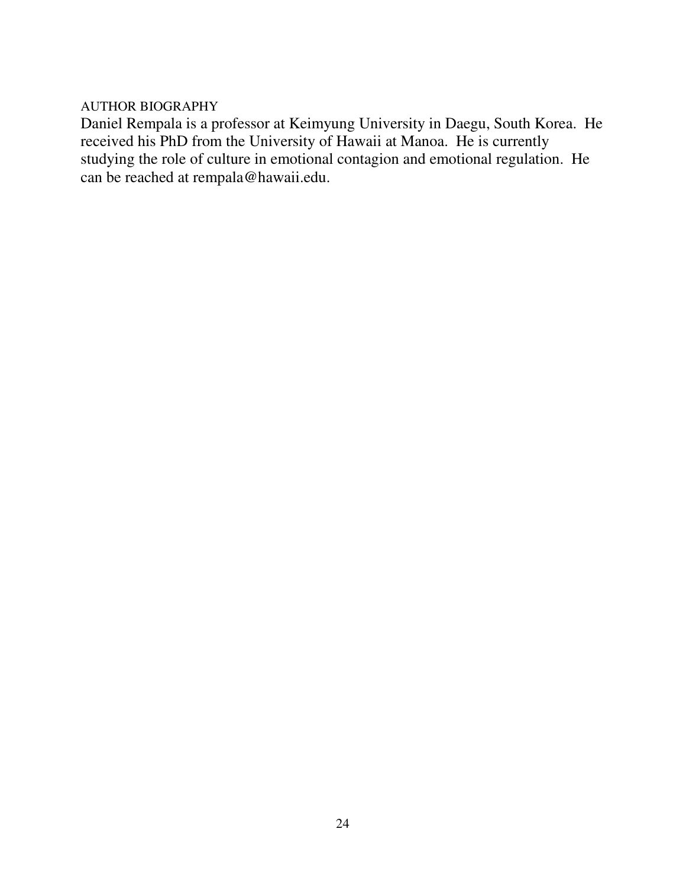## AUTHOR BIOGRAPHY

Daniel Rempala is a professor at Keimyung University in Daegu, South Korea. He received his PhD from the University of Hawaii at Manoa. He is currently studying the role of culture in emotional contagion and emotional regulation. He can be reached at rempala@hawaii.edu.